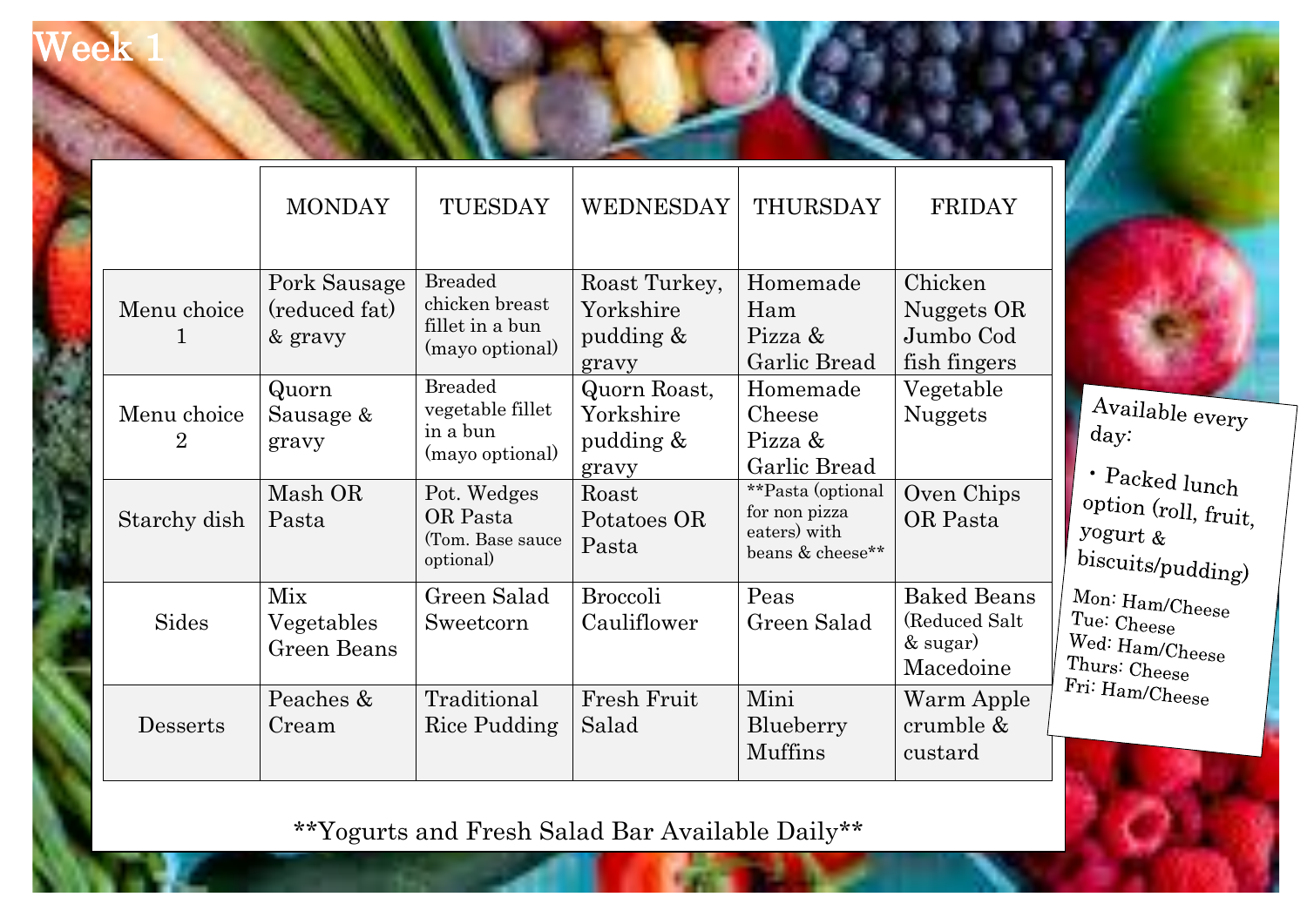# Week 1

| | MONDAY | TUESDAY | WEDNESDAY | THURSDAY | FRIDAY |
|---|---|---|---|---|---|
| Menu choice 1 | Pork Sausage (reduced fat) & gravy | Breaded chicken breast fillet in a bun (mayo optional) | Roast Turkey, Yorkshire pudding & gravy | Homemade Ham Pizza & Garlic Bread | Chicken Nuggets OR Jumbo Cod fish fingers |
| Menu choice 2 | Quorn Sausage & gravy | Breaded vegetable fillet in a bun (mayo optional) | Quorn Roast, Yorkshire pudding & gravy | Homemade Cheese Pizza & Garlic Bread | Vegetable Nuggets |
| Starchy dish | Mash OR Pasta | Pot. Wedges OR Pasta (Tom. Base sauce optional) | Roast Potatoes OR Pasta | **Pasta (optional for non pizza eaters) with beans & cheese** | Oven Chips OR Pasta |
| Sides | Mix Vegetables Green Beans | Green Salad Sweetcorn | Broccoli Cauliflower | Peas Green Salad | Baked Beans (Reduced Salt & sugar) Macedoine |
| Desserts | Peaches & Cream | Traditional Rice Pudding | Fresh Fruit Salad | Mini Blueberry Muffins | Warm Apple crumble & custard |

**Yogurts and Fresh Salad Bar Available Daily**

Available every day:

- Packed lunch option (roll, fruit, yogurt & biscuits/pudding)

Mon: Ham/Cheese
Tue: Cheese
Wed: Ham/Cheese
Thurs: Cheese
Fri: Ham/Cheese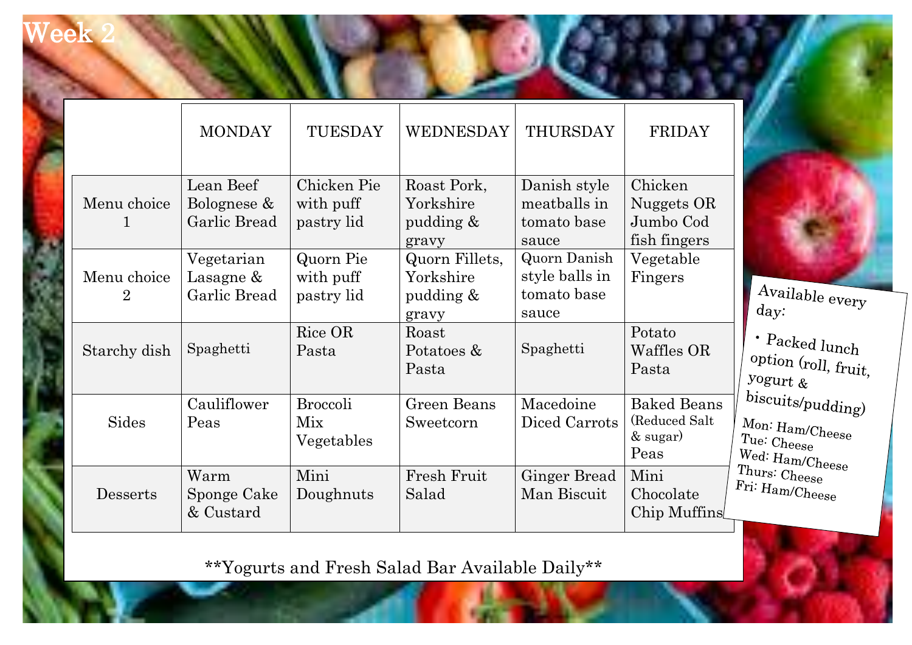# Week 2

| | MONDAY | TUESDAY | WEDNESDAY | THURSDAY | FRIDAY |
|---|---|---|---|---|---|
| Menu choice 1 | Lean Beef Bolognese & Garlic Bread | Chicken Pie with puff pastry lid | Roast Pork, Yorkshire pudding & gravy | Danish style meatballs in tomato base sauce | Chicken Nuggets OR Jumbo Cod fish fingers |
| Menu choice 2 | Vegetarian Lasagne & Garlic Bread | Quorn Pie with puff pastry lid | Quorn Fillets, Yorkshire pudding & gravy | Quorn Danish style balls in tomato base sauce | Vegetable Fingers |
| Starchy dish | Spaghetti | Rice OR Pasta | Roast Potatoes & Pasta | Spaghetti | Potato Waffles OR Pasta |
| Sides | Cauliflower Peas | Broccoli Mix Vegetables | Green Beans Sweetcorn | Macedoine Diced Carrots | Baked Beans (Reduced Salt & sugar) Peas |
| Desserts | Warm Sponge Cake & Custard | Mini Doughnuts | Fresh Fruit Salad | Ginger Bread Man Biscuit | Mini Chocolate Chip Muffins |

**Yogurts and Fresh Salad Bar Available Daily**

Available every day:

- Packed lunch option (roll, fruit, yogurt & biscuits/pudding)

Mon: Ham/Cheese
Tue: Cheese
Wed: Ham/Cheese
Thurs: Cheese
Fri: Ham/Cheese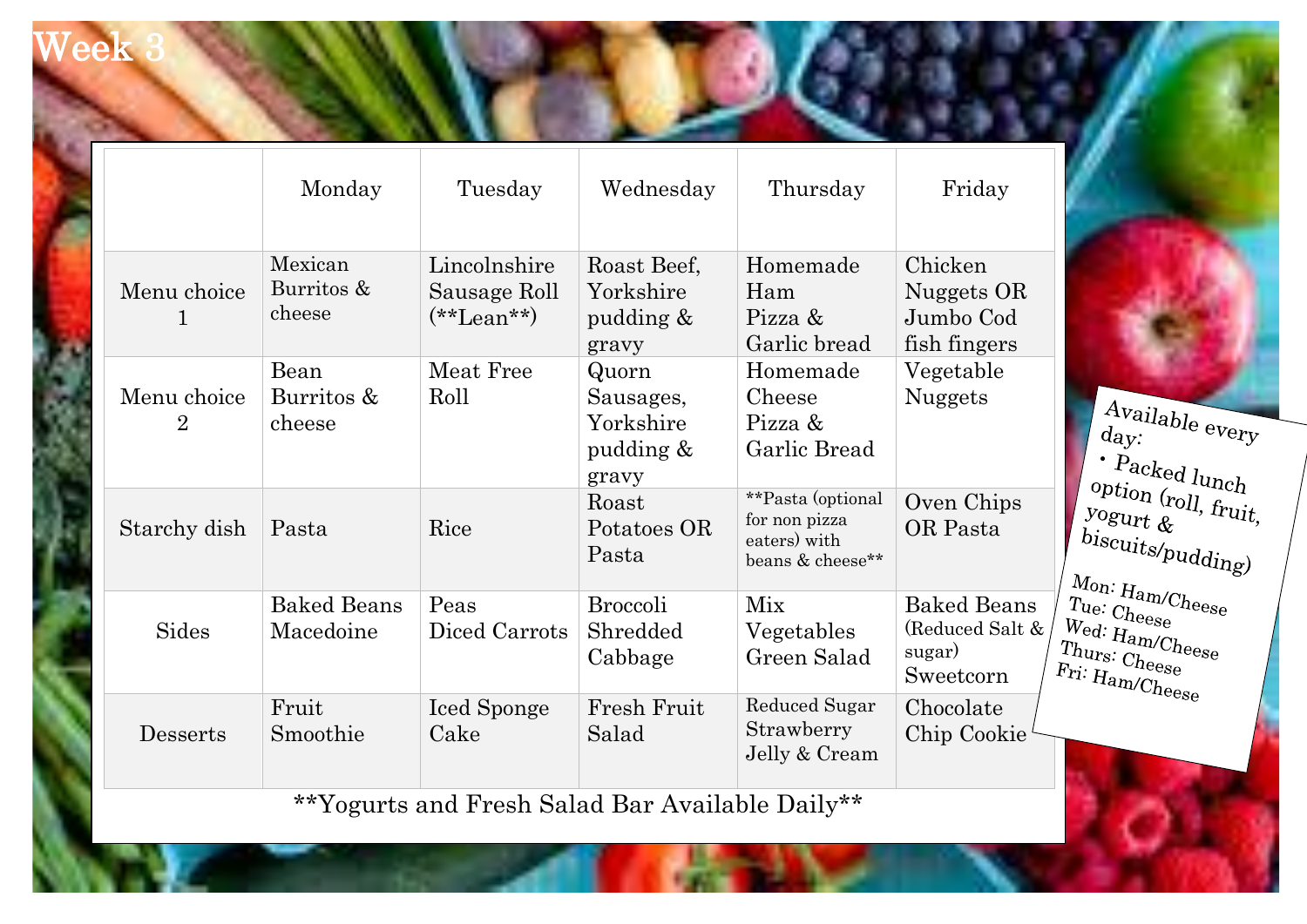# Week 3

| | Monday | Tuesday | Wednesday | Thursday | Friday |
|---|---|---|---|---|---|
| Menu choice 1 | Mexican Burritos & cheese | Lincolnshire Sausage Roll (**Lean**) | Roast Beef, Yorkshire pudding & gravy | Homemade Ham Pizza & Garlic bread | Chicken Nuggets OR Jumbo Cod fish fingers |
| Menu choice 2 | Bean Burritos & cheese | Meat Free Roll | Quorn Sausages, Yorkshire pudding & gravy | Homemade Cheese Pizza & Garlic Bread | Vegetable Nuggets |
| Starchy dish | Pasta | Rice | Roast Potatoes OR Pasta | **Pasta (optional for non pizza eaters) with beans & cheese** | Oven Chips OR Pasta |
| Sides | Baked Beans Macedoine | Peas Diced Carrots | Broccoli Shredded Cabbage | Mix Vegetables Green Salad | Baked Beans (Reduced Salt & sugar) Sweetcorn |
| Desserts | Fruit Smoothie | Iced Sponge Cake | Fresh Fruit Salad | Reduced Sugar Strawberry Jelly & Cream | Chocolate Chip Cookie |

**Yogurts and Fresh Salad Bar Available Daily**

Available every day:

- Packed lunch option (roll, fruit, yogurt & biscuits/pudding)

Mon: Ham/Cheese
Tue: Cheese
Wed: Ham/Cheese
Thurs: Cheese
Fri: Ham/Cheese